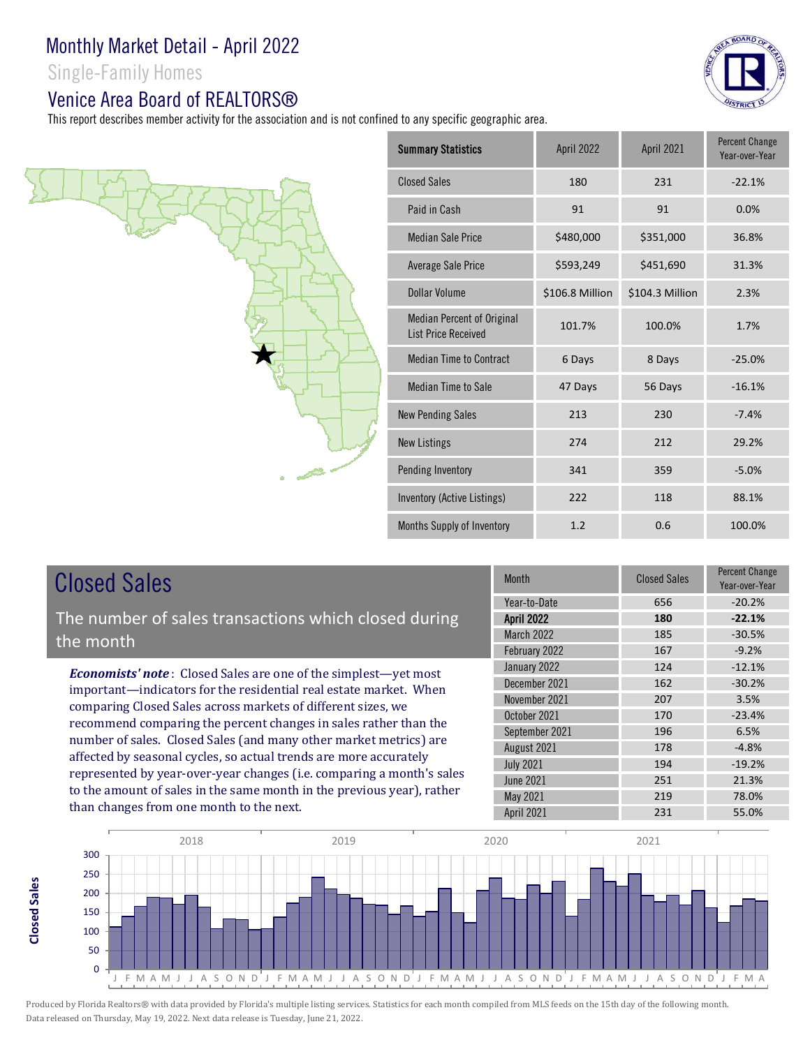# Monthly Market Detail - April 2022

## Single-Family Homes

## Venice Area Board of REALTORS®

This report describes member activity for the association and is not confined to any specific geographic area.

| Summary Statistics | April 2022 | April 2021 | Percent Change Year-over-Year |
|---|---|---|---|
| Closed Sales | 180 | 231 | -22.1% |
| Paid in Cash | 91 | 91 | 0.0% |
| Median Sale Price | $480,000 | $351,000 | 36.8% |
| Average Sale Price | $593,249 | $451,690 | 31.3% |
| Dollar Volume | $106.8 Million | $104.3 Million | 2.3% |
| Median Percent of Original List Price Received | 101.7% | 100.0% | 1.7% |
| Median Time to Contract | 6 Days | 8 Days | -25.0% |
| Median Time to Sale | 47 Days | 56 Days | -16.1% |
| New Pending Sales | 213 | 230 | -7.4% |
| New Listings | 274 | 212 | 29.2% |
| Pending Inventory | 341 | 359 | -5.0% |
| Inventory (Active Listings) | 222 | 118 | 88.1% |
| Months Supply of Inventory | 1.2 | 0.6 | 100.0% |

## Closed Sales

The number of sales transactions which closed during the month

***Economists' note***: Closed Sales are one of the simplest—yet most important—indicators for the residential real estate market. When comparing Closed Sales across markets of different sizes, we recommend comparing the percent changes in sales rather than the number of sales. Closed Sales (and many other market metrics) are affected by seasonal cycles, so actual trends are more accurately represented by year-over-year changes (i.e. comparing a month's sales to the amount of sales in the same month in the previous year), rather than changes from one month to the next.

| Month | Closed Sales | Percent Change Year-over-Year |
|---|---|---|
| Year-to-Date | 656 | -20.2% |
| **April 2022** | **180** | **-22.1%** |
| March 2022 | 185 | -30.5% |
| February 2022 | 167 | -9.2% |
| January 2022 | 124 | -12.1% |
| December 2021 | 162 | -30.2% |
| November 2021 | 207 | 3.5% |
| October 2021 | 170 | -23.4% |
| September 2021 | 196 | 6.5% |
| August 2021 | 178 | -4.8% |
| July 2021 | 194 | -19.2% |
| June 2021 | 251 | 21.3% |
| May 2021 | 219 | 78.0% |
| April 2021 | 231 | 55.0% |

Produced by Florida Realtors® with data provided by Florida's multiple listing services. Statistics for each month compiled from MLS feeds on the 15th day of the following month. Data released on Thursday, May 19, 2022. Next data release is Tuesday, June 21, 2022.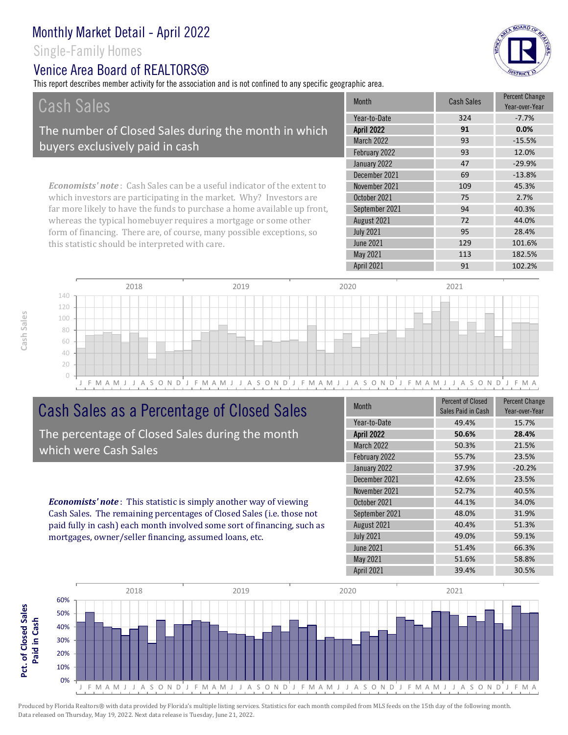# Monthly Market Detail - April 2022

Single-Family Homes

## Venice Area Board of REALTORS®

This report describes member activity for the association and is not confined to any specific geographic area.

## Cash Sales

The number of Closed Sales during the month in which buyers exclusively paid in cash

*Economists' note*: Cash Sales can be a useful indicator of the extent to which investors are participating in the market. Why? Investors are far more likely to have the funds to purchase a home available up front, whereas the typical homebuyer requires a mortgage or some other form of financing. There are, of course, many possible exceptions, so this statistic should be interpreted with care.

| Month | Cash Sales | Percent Change Year-over-Year |
|---|---|---|
| Year-to-Date | 324 | -7.7% |
| **April 2022** | **91** | **0.0%** |
| March 2022 | 93 | -15.5% |
| February 2022 | 93 | 12.0% |
| January 2022 | 47 | -29.9% |
| December 2021 | 69 | -13.8% |
| November 2021 | 109 | 45.3% |
| October 2021 | 75 | 2.7% |
| September 2021 | 94 | 40.3% |
| August 2021 | 72 | 44.0% |
| July 2021 | 95 | 28.4% |
| June 2021 | 129 | 101.6% |
| May 2021 | 113 | 182.5% |
| April 2021 | 91 | 102.2% |

## Cash Sales as a Percentage of Closed Sales

The percentage of Closed Sales during the month which were Cash Sales

*Economists' note*: This statistic is simply another way of viewing Cash Sales. The remaining percentages of Closed Sales (i.e. those not paid fully in cash) each month involved some sort of financing, such as mortgages, owner/seller financing, assumed loans, etc.

| Month | Percent of Closed Sales Paid in Cash | Percent Change Year-over-Year |
|---|---|---|
| Year-to-Date | 49.4% | 15.7% |
| **April 2022** | **50.6%** | **28.4%** |
| March 2022 | 50.3% | 21.5% |
| February 2022 | 55.7% | 23.5% |
| January 2022 | 37.9% | -20.2% |
| December 2021 | 42.6% | 23.5% |
| November 2021 | 52.7% | 40.5% |
| October 2021 | 44.1% | 34.0% |
| September 2021 | 48.0% | 31.9% |
| August 2021 | 40.4% | 51.3% |
| July 2021 | 49.0% | 59.1% |
| June 2021 | 51.4% | 66.3% |
| May 2021 | 51.6% | 58.8% |
| April 2021 | 39.4% | 30.5% |

Produced by Florida Realtors® with data provided by Florida's multiple listing services. Statistics for each month compiled from MLS feeds on the 15th day of the following month. Data released on Thursday, May 19, 2022. Next data release is Tuesday, June 21, 2022.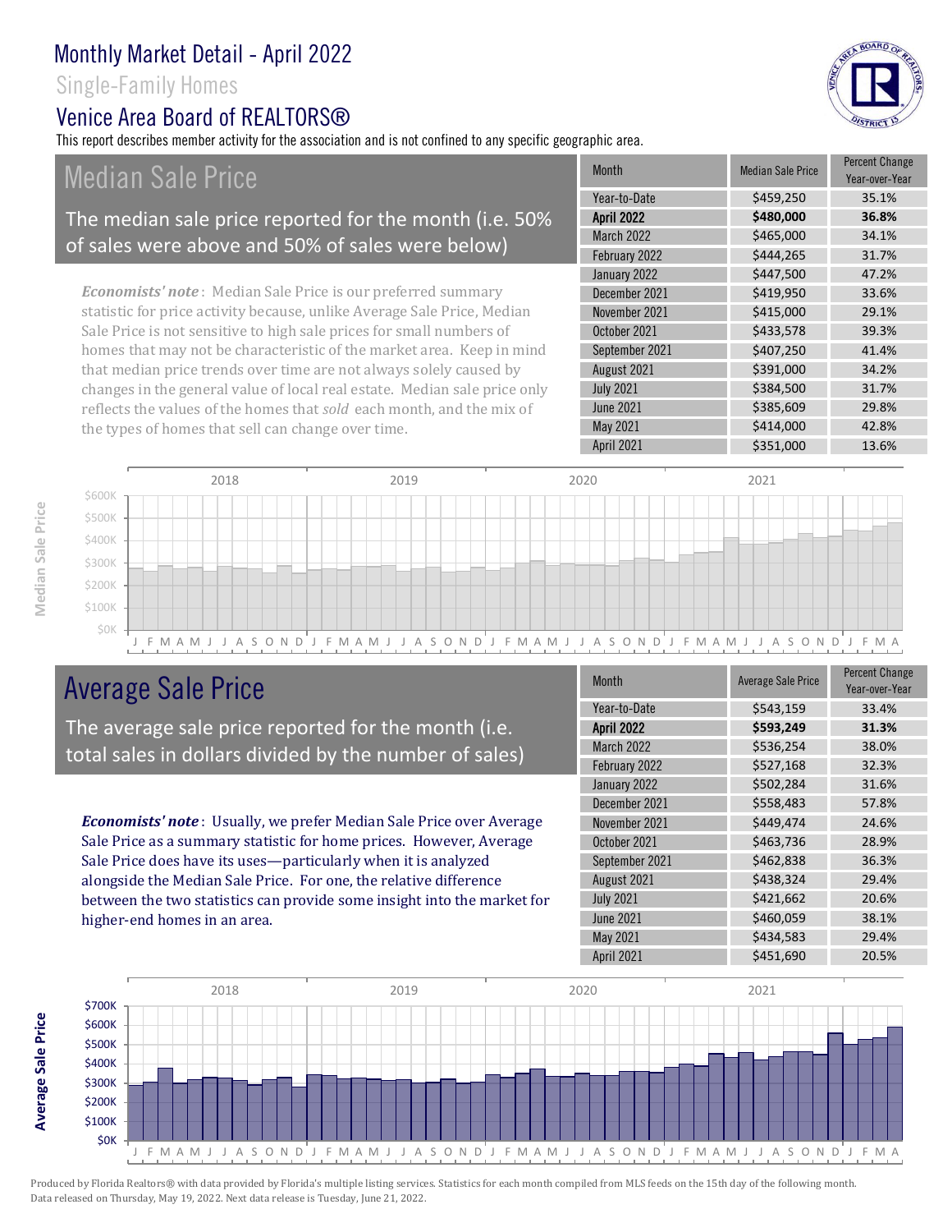# Monthly Market Detail - April 2022

## Single-Family Homes

## Venice Area Board of REALTORS®

This report describes member activity for the association and is not confined to any specific geographic area.

## Median Sale Price

The median sale price reported for the month (i.e. 50% of sales were above and 50% of sales were below)

*Economists' note*: Median Sale Price is our preferred summary statistic for price activity because, unlike Average Sale Price, Median Sale Price is not sensitive to high sale prices for small numbers of homes that may not be characteristic of the market area. Keep in mind that median price trends over time are not always solely caused by changes in the general value of local real estate. Median sale price only reflects the values of the homes that *sold* each month, and the mix of the types of homes that sell can change over time.

| Month | Median Sale Price | Percent Change Year-over-Year |
|---|---|---|
| Year-to-Date | $459,250 | 35.1% |
| **April 2022** | **$480,000** | **36.8%** |
| March 2022 | $465,000 | 34.1% |
| February 2022 | $444,265 | 31.7% |
| January 2022 | $447,500 | 47.2% |
| December 2021 | $419,950 | 33.6% |
| November 2021 | $415,000 | 29.1% |
| October 2021 | $433,578 | 39.3% |
| September 2021 | $407,250 | 41.4% |
| August 2021 | $391,000 | 34.2% |
| July 2021 | $384,500 | 31.7% |
| June 2021 | $385,609 | 29.8% |
| May 2021 | $414,000 | 42.8% |
| April 2021 | $351,000 | 13.6% |

## Average Sale Price

The average sale price reported for the month (i.e. total sales in dollars divided by the number of sales)

***Economists' note***: Usually, we prefer Median Sale Price over Average Sale Price as a summary statistic for home prices. However, Average Sale Price does have its uses—particularly when it is analyzed alongside the Median Sale Price. For one, the relative difference between the two statistics can provide some insight into the market for higher-end homes in an area.

| Month | Average Sale Price | Percent Change Year-over-Year |
|---|---|---|
| Year-to-Date | $543,159 | 33.4% |
| **April 2022** | **$593,249** | **31.3%** |
| March 2022 | $536,254 | 38.0% |
| February 2022 | $527,168 | 32.3% |
| January 2022 | $502,284 | 31.6% |
| December 2021 | $558,483 | 57.8% |
| November 2021 | $449,474 | 24.6% |
| October 2021 | $463,736 | 28.9% |
| September 2021 | $462,838 | 36.3% |
| August 2021 | $438,324 | 29.4% |
| July 2021 | $421,662 | 20.6% |
| June 2021 | $460,059 | 38.1% |
| May 2021 | $434,583 | 29.4% |
| April 2021 | $451,690 | 20.5% |

Produced by Florida Realtors® with data provided by Florida's multiple listing services. Statistics for each month compiled from MLS feeds on the 15th day of the following month. Data released on Thursday, May 19, 2022. Next data release is Tuesday, June 21, 2022.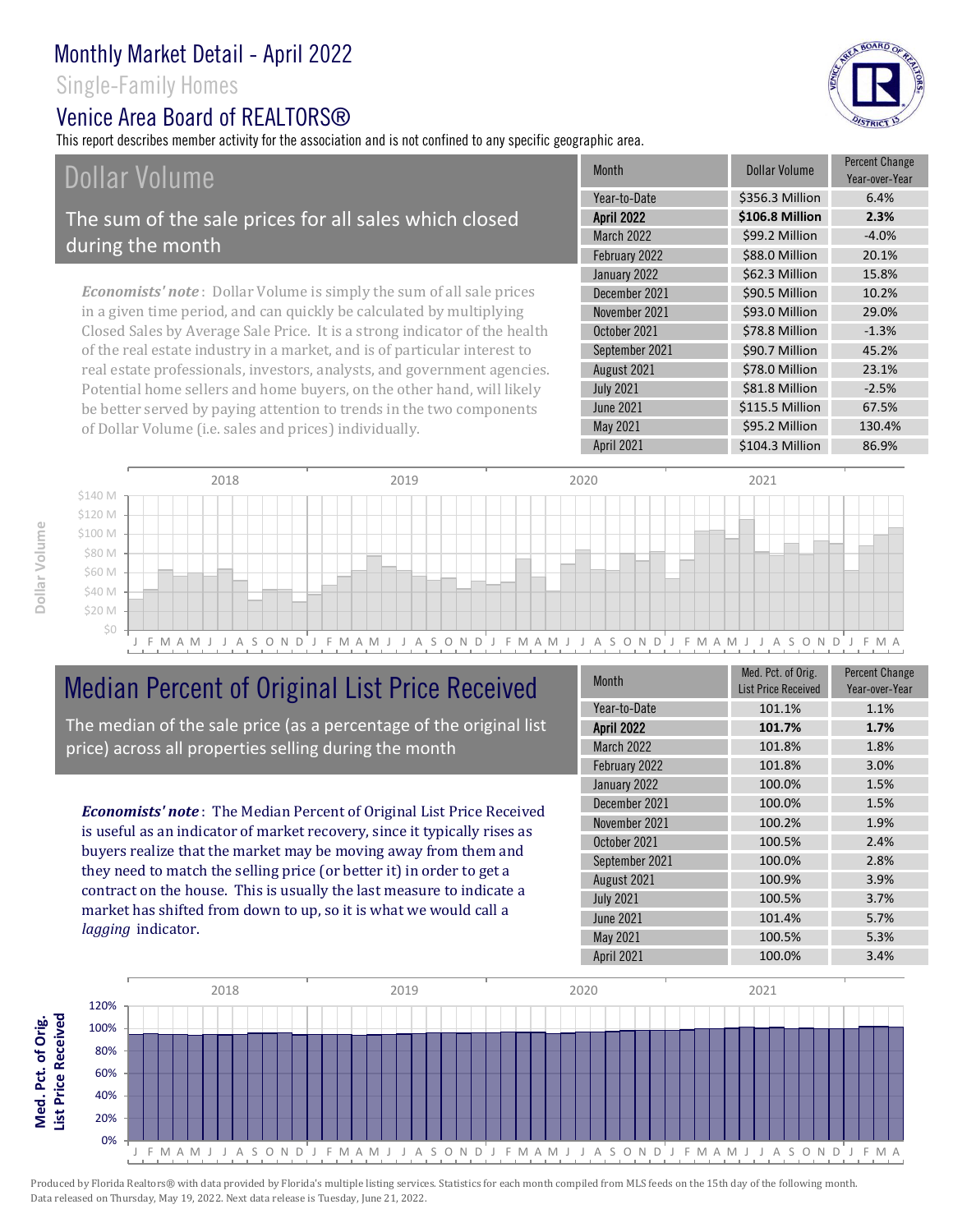# Monthly Market Detail - April 2022

## Single-Family Homes

## Venice Area Board of REALTORS®

This report describes member activity for the association and is not confined to any specific geographic area.

## Dollar Volume

The sum of the sale prices for all sales which closed during the month

| Month | Dollar Volume | Percent Change Year-over-Year |
|---|---|---|
| Year-to-Date | $356.3 Million | 6.4% |
| **April 2022** | **$106.8 Million** | **2.3%** |
| March 2022 | $99.2 Million | -4.0% |
| February 2022 | $88.0 Million | 20.1% |
| January 2022 | $62.3 Million | 15.8% |
| December 2021 | $90.5 Million | 10.2% |
| November 2021 | $93.0 Million | 29.0% |
| October 2021 | $78.8 Million | -1.3% |
| September 2021 | $90.7 Million | 45.2% |
| August 2021 | $78.0 Million | 23.1% |
| July 2021 | $81.8 Million | -2.5% |
| June 2021 | $115.5 Million | 67.5% |
| May 2021 | $95.2 Million | 130.4% |
| April 2021 | $104.3 Million | 86.9% |

***Economists' note***: Dollar Volume is simply the sum of all sale prices in a given time period, and can quickly be calculated by multiplying Closed Sales by Average Sale Price. It is a strong indicator of the health of the real estate industry in a market, and is of particular interest to real estate professionals, investors, analysts, and government agencies. Potential home sellers and home buyers, on the other hand, will likely be better served by paying attention to trends in the two components of Dollar Volume (i.e. sales and prices) individually.

## Median Percent of Original List Price Received

The median of the sale price (as a percentage of the original list price) across all properties selling during the month

| Month | Med. Pct. of Orig. List Price Received | Percent Change Year-over-Year |
|---|---|---|
| Year-to-Date | 101.1% | 1.1% |
| **April 2022** | **101.7%** | **1.7%** |
| March 2022 | 101.8% | 1.8% |
| February 2022 | 101.8% | 3.0% |
| January 2022 | 100.0% | 1.5% |
| December 2021 | 100.0% | 1.5% |
| November 2021 | 100.2% | 1.9% |
| October 2021 | 100.5% | 2.4% |
| September 2021 | 100.0% | 2.8% |
| August 2021 | 100.9% | 3.9% |
| July 2021 | 100.5% | 3.7% |
| June 2021 | 101.4% | 5.7% |
| May 2021 | 100.5% | 5.3% |
| April 2021 | 100.0% | 3.4% |

***Economists' note***: The Median Percent of Original List Price Received is useful as an indicator of market recovery, since it typically rises as buyers realize that the market may be moving away from them and they need to match the selling price (or better it) in order to get a contract on the house. This is usually the last measure to indicate a market has shifted from down to up, so it is what we would call a *lagging* indicator.

Produced by Florida Realtors® with data provided by Florida's multiple listing services. Statistics for each month compiled from MLS feeds on the 15th day of the following month. Data released on Thursday, May 19, 2022. Next data release is Tuesday, June 21, 2022.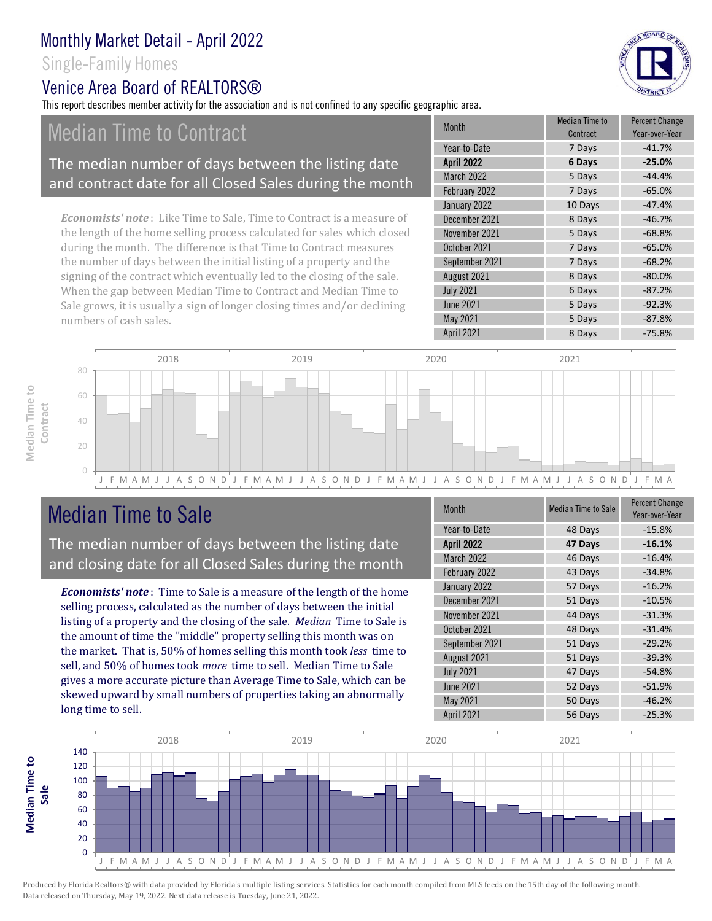# Monthly Market Detail - April 2022

## Single-Family Homes

## Venice Area Board of REALTORS®

This report describes member activity for the association and is not confined to any specific geographic area.

## Median Time to Contract

The median number of days between the listing date and contract date for all Closed Sales during the month

***Economists' note***: Like Time to Sale, Time to Contract is a measure of the length of the home selling process calculated for sales which closed during the month. The difference is that Time to Contract measures the number of days between the initial listing of a property and the signing of the contract which eventually led to the closing of the sale. When the gap between Median Time to Contract and Median Time to Sale grows, it is usually a sign of longer closing times and/or declining numbers of cash sales.

| Month | Median Time to Contract | Percent Change Year-over-Year |
|---|---|---|
| Year-to-Date | 7 Days | -41.7% |
| **April 2022** | **6 Days** | **-25.0%** |
| March 2022 | 5 Days | -44.4% |
| February 2022 | 7 Days | -65.0% |
| January 2022 | 10 Days | -47.4% |
| December 2021 | 8 Days | -46.7% |
| November 2021 | 5 Days | -68.8% |
| October 2021 | 7 Days | -65.0% |
| September 2021 | 7 Days | -68.2% |
| August 2021 | 8 Days | -80.0% |
| July 2021 | 6 Days | -87.2% |
| June 2021 | 5 Days | -92.3% |
| May 2021 | 5 Days | -87.8% |
| April 2021 | 8 Days | -75.8% |

## Median Time to Sale

The median number of days between the listing date and closing date for all Closed Sales during the month

***Economists' note***: Time to Sale is a measure of the length of the home selling process, calculated as the number of days between the initial listing of a property and the closing of the sale. *Median* Time to Sale is the amount of time the "middle" property selling this month was on the market. That is, 50% of homes selling this month took *less* time to sell, and 50% of homes took *more* time to sell. Median Time to Sale gives a more accurate picture than Average Time to Sale, which can be skewed upward by small numbers of properties taking an abnormally long time to sell.

| Month | Median Time to Sale | Percent Change Year-over-Year |
|---|---|---|
| Year-to-Date | 48 Days | -15.8% |
| **April 2022** | **47 Days** | **-16.1%** |
| March 2022 | 46 Days | -16.4% |
| February 2022 | 43 Days | -34.8% |
| January 2022 | 57 Days | -16.2% |
| December 2021 | 51 Days | -10.5% |
| November 2021 | 44 Days | -31.3% |
| October 2021 | 48 Days | -31.4% |
| September 2021 | 51 Days | -29.2% |
| August 2021 | 51 Days | -39.3% |
| July 2021 | 47 Days | -54.8% |
| June 2021 | 52 Days | -51.9% |
| May 2021 | 50 Days | -46.2% |
| April 2021 | 56 Days | -25.3% |

Produced by Florida Realtors® with data provided by Florida's multiple listing services. Statistics for each month compiled from MLS feeds on the 15th day of the following month. Data released on Thursday, May 19, 2022. Next data release is Tuesday, June 21, 2022.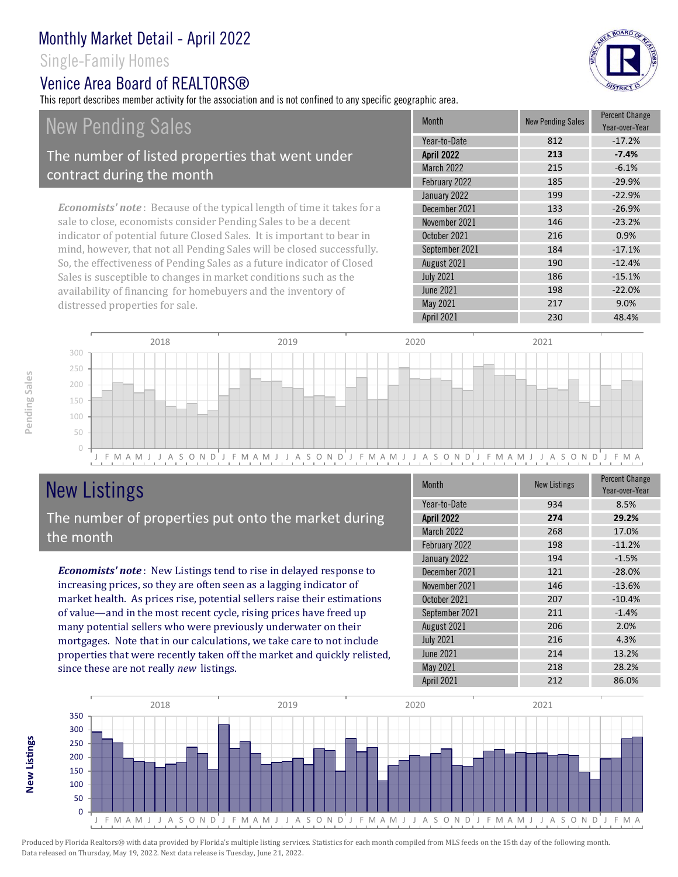# Monthly Market Detail - April 2022

Single-Family Homes

Venice Area Board of REALTORS®

This report describes member activity for the association and is not confined to any specific geographic area.

## New Pending Sales

The number of listed properties that went under contract during the month

*Economists' note*: Because of the typical length of time it takes for a sale to close, economists consider Pending Sales to be a decent indicator of potential future Closed Sales. It is important to bear in mind, however, that not all Pending Sales will be closed successfully. So, the effectiveness of Pending Sales as a future indicator of Closed Sales is susceptible to changes in market conditions such as the availability of financing for homebuyers and the inventory of distressed properties for sale.

| Month | New Pending Sales | Percent Change Year-over-Year |
|---|---|---|
| Year-to-Date | 812 | -17.2% |
| **April 2022** | **213** | **-7.4%** |
| March 2022 | 215 | -6.1% |
| February 2022 | 185 | -29.9% |
| January 2022 | 199 | -22.9% |
| December 2021 | 133 | -26.9% |
| November 2021 | 146 | -23.2% |
| October 2021 | 216 | 0.9% |
| September 2021 | 184 | -17.1% |
| August 2021 | 190 | -12.4% |
| July 2021 | 186 | -15.1% |
| June 2021 | 198 | -22.0% |
| May 2021 | 217 | 9.0% |
| April 2021 | 230 | 48.4% |

## New Listings

The number of properties put onto the market during the month

***Economists' note***: New Listings tend to rise in delayed response to increasing prices, so they are often seen as a lagging indicator of market health. As prices rise, potential sellers raise their estimations of value—and in the most recent cycle, rising prices have freed up many potential sellers who were previously underwater on their mortgages. Note that in our calculations, we take care to not include properties that were recently taken off the market and quickly relisted, since these are not really *new* listings.

| Month | New Listings | Percent Change Year-over-Year |
|---|---|---|
| Year-to-Date | 934 | 8.5% |
| **April 2022** | **274** | **29.2%** |
| March 2022 | 268 | 17.0% |
| February 2022 | 198 | -11.2% |
| January 2022 | 194 | -1.5% |
| December 2021 | 121 | -28.0% |
| November 2021 | 146 | -13.6% |
| October 2021 | 207 | -10.4% |
| September 2021 | 211 | -1.4% |
| August 2021 | 206 | 2.0% |
| July 2021 | 216 | 4.3% |
| June 2021 | 214 | 13.2% |
| May 2021 | 218 | 28.2% |
| April 2021 | 212 | 86.0% |

Produced by Florida Realtors® with data provided by Florida's multiple listing services. Statistics for each month compiled from MLS feeds on the 15th day of the following month. Data released on Thursday, May 19, 2022. Next data release is Tuesday, June 21, 2022.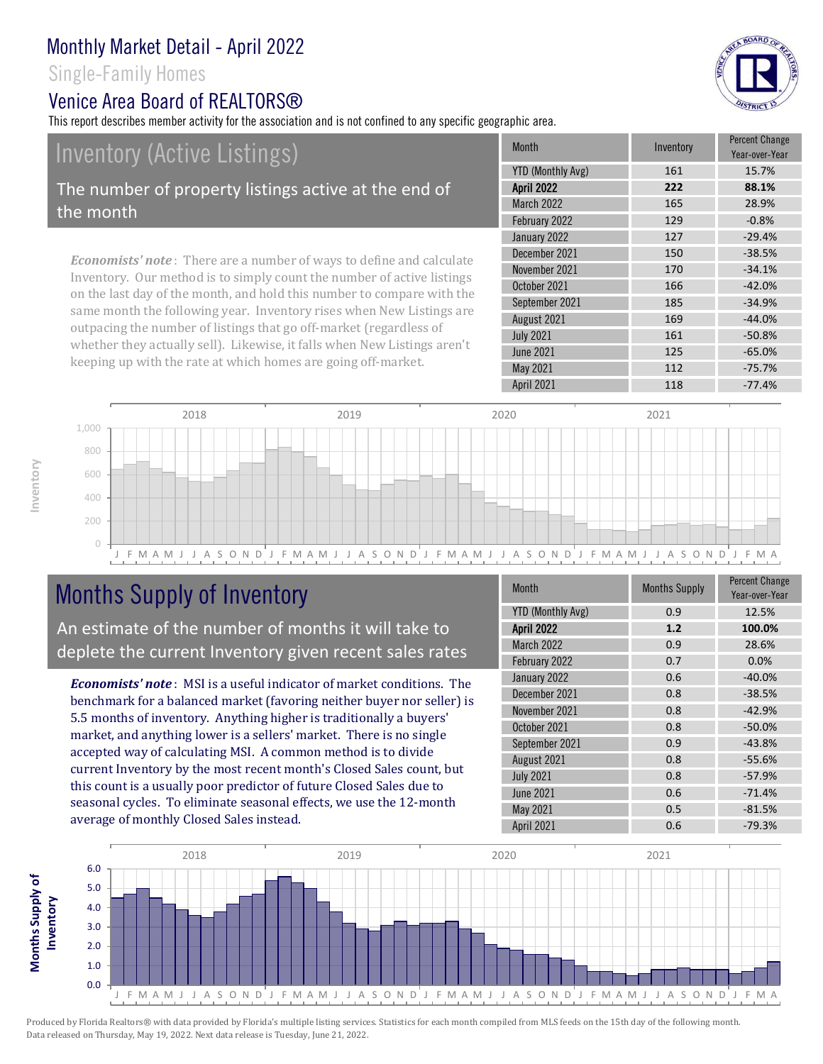# Monthly Market Detail - April 2022

## Single-Family Homes

## Venice Area Board of REALTORS®

This report describes member activity for the association and is not confined to any specific geographic area.

## Inventory (Active Listings)

The number of property listings active at the end of the month

***Economists' note***: There are a number of ways to define and calculate Inventory. Our method is to simply count the number of active listings on the last day of the month, and hold this number to compare with the same month the following year. Inventory rises when New Listings are outpacing the number of listings that go off-market (regardless of whether they actually sell). Likewise, it falls when New Listings aren't keeping up with the rate at which homes are going off-market.

| Month | Inventory | Percent Change Year-over-Year |
|---|---|---|
| YTD (Monthly Avg) | 161 | 15.7% |
| **April 2022** | **222** | **88.1%** |
| March 2022 | 165 | 28.9% |
| February 2022 | 129 | -0.8% |
| January 2022 | 127 | -29.4% |
| December 2021 | 150 | -38.5% |
| November 2021 | 170 | -34.1% |
| October 2021 | 166 | -42.0% |
| September 2021 | 185 | -34.9% |
| August 2021 | 169 | -44.0% |
| July 2021 | 161 | -50.8% |
| June 2021 | 125 | -65.0% |
| May 2021 | 112 | -75.7% |
| April 2021 | 118 | -77.4% |

## Months Supply of Inventory

An estimate of the number of months it will take to deplete the current Inventory given recent sales rates

***Economists' note***: MSI is a useful indicator of market conditions. The benchmark for a balanced market (favoring neither buyer nor seller) is 5.5 months of inventory. Anything higher is traditionally a buyers' market, and anything lower is a sellers' market. There is no single accepted way of calculating MSI. A common method is to divide current Inventory by the most recent month's Closed Sales count, but this count is a usually poor predictor of future Closed Sales due to seasonal cycles. To eliminate seasonal effects, we use the 12-month average of monthly Closed Sales instead.

| Month | Months Supply | Percent Change Year-over-Year |
|---|---|---|
| YTD (Monthly Avg) | 0.9 | 12.5% |
| **April 2022** | **1.2** | **100.0%** |
| March 2022 | 0.9 | 28.6% |
| February 2022 | 0.7 | 0.0% |
| January 2022 | 0.6 | -40.0% |
| December 2021 | 0.8 | -38.5% |
| November 2021 | 0.8 | -42.9% |
| October 2021 | 0.8 | -50.0% |
| September 2021 | 0.9 | -43.8% |
| August 2021 | 0.8 | -55.6% |
| July 2021 | 0.8 | -57.9% |
| June 2021 | 0.6 | -71.4% |
| May 2021 | 0.5 | -81.5% |
| April 2021 | 0.6 | -79.3% |

Produced by Florida Realtors® with data provided by Florida's multiple listing services. Statistics for each month compiled from MLS feeds on the 15th day of the following month. Data released on Thursday, May 19, 2022. Next data release is Tuesday, June 21, 2022.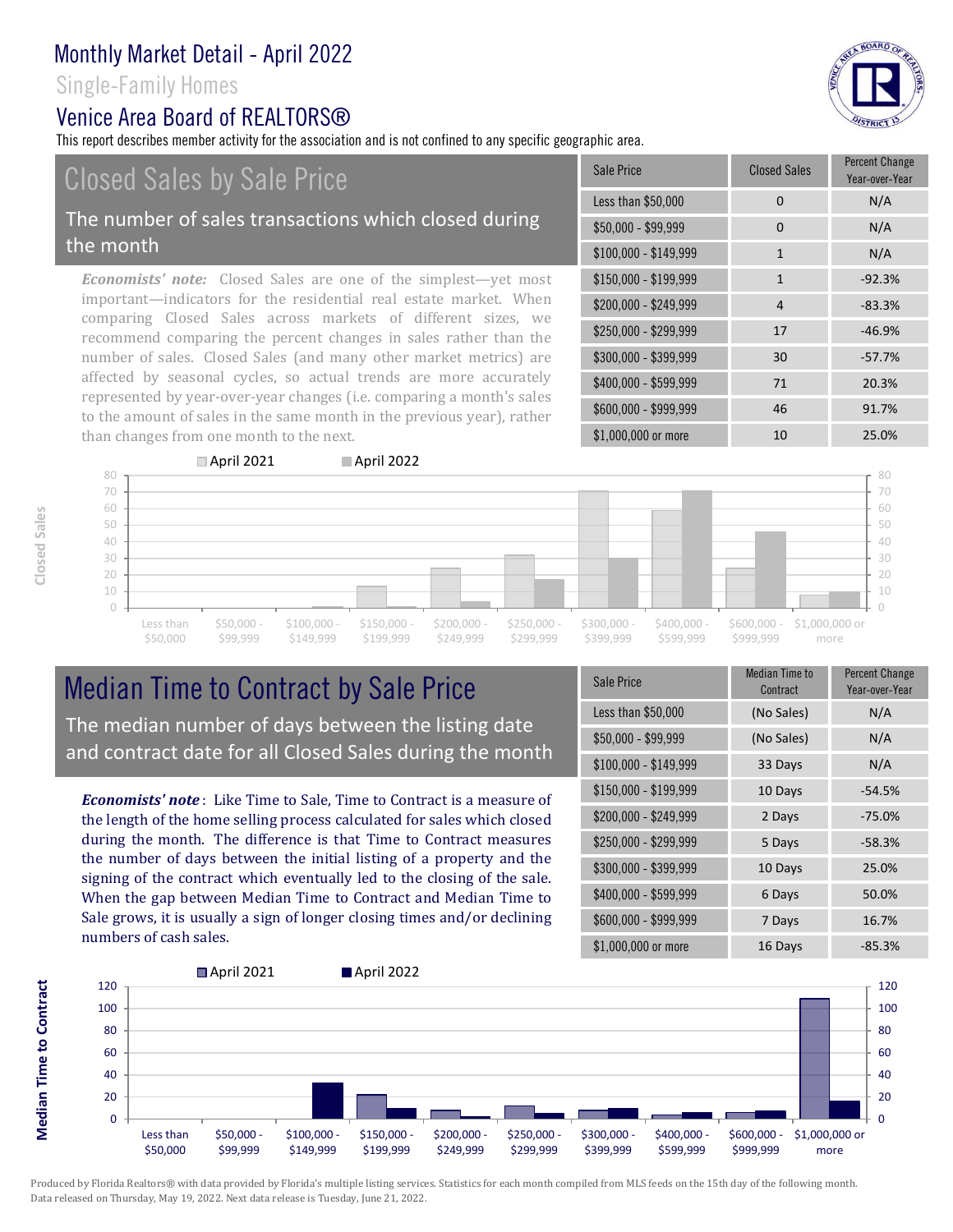# Monthly Market Detail - April 2022

Single-Family Homes

Venice Area Board of REALTORS®

This report describes member activity for the association and is not confined to any specific geographic area.

## Closed Sales by Sale Price

The number of sales transactions which closed during the month

*Economists' note:* Closed Sales are one of the simplest—yet most important—indicators for the residential real estate market. When comparing Closed Sales across markets of different sizes, we recommend comparing the percent changes in sales rather than the number of sales. Closed Sales (and many other market metrics) are affected by seasonal cycles, so actual trends are more accurately represented by year-over-year changes (i.e. comparing a month's sales to the amount of sales in the same month in the previous year), rather than changes from one month to the next.

| Sale Price | Closed Sales | Percent Change Year-over-Year |
|---|---|---|
| Less than $50,000 | 0 | N/A |
| $50,000 - $99,999 | 0 | N/A |
| $100,000 - $149,999 | 1 | N/A |
| $150,000 - $199,999 | 1 | -92.3% |
| $200,000 - $249,999 | 4 | -83.3% |
| $250,000 - $299,999 | 17 | -46.9% |
| $300,000 - $399,999 | 30 | -57.7% |
| $400,000 - $599,999 | 71 | 20.3% |
| $600,000 - $999,999 | 46 | 91.7% |
| $1,000,000 or more | 10 | 25.0% |

## Median Time to Contract by Sale Price

The median number of days between the listing date and contract date for all Closed Sales during the month

***Economists' note***: Like Time to Sale, Time to Contract is a measure of the length of the home selling process calculated for sales which closed during the month. The difference is that Time to Contract measures the number of days between the initial listing of a property and the signing of the contract which eventually led to the closing of the sale. When the gap between Median Time to Contract and Median Time to Sale grows, it is usually a sign of longer closing times and/or declining numbers of cash sales.

| Sale Price | Median Time to Contract | Percent Change Year-over-Year |
|---|---|---|
| Less than $50,000 | (No Sales) | N/A |
| $50,000 - $99,999 | (No Sales) | N/A |
| $100,000 - $149,999 | 33 Days | N/A |
| $150,000 - $199,999 | 10 Days | -54.5% |
| $200,000 - $249,999 | 2 Days | -75.0% |
| $250,000 - $299,999 | 5 Days | -58.3% |
| $300,000 - $399,999 | 10 Days | 25.0% |
| $400,000 - $599,999 | 6 Days | 50.0% |
| $600,000 - $999,999 | 7 Days | 16.7% |
| $1,000,000 or more | 16 Days | -85.3% |

Produced by Florida Realtors® with data provided by Florida's multiple listing services. Statistics for each month compiled from MLS feeds on the 15th day of the following month. Data released on Thursday, May 19, 2022. Next data release is Tuesday, June 21, 2022.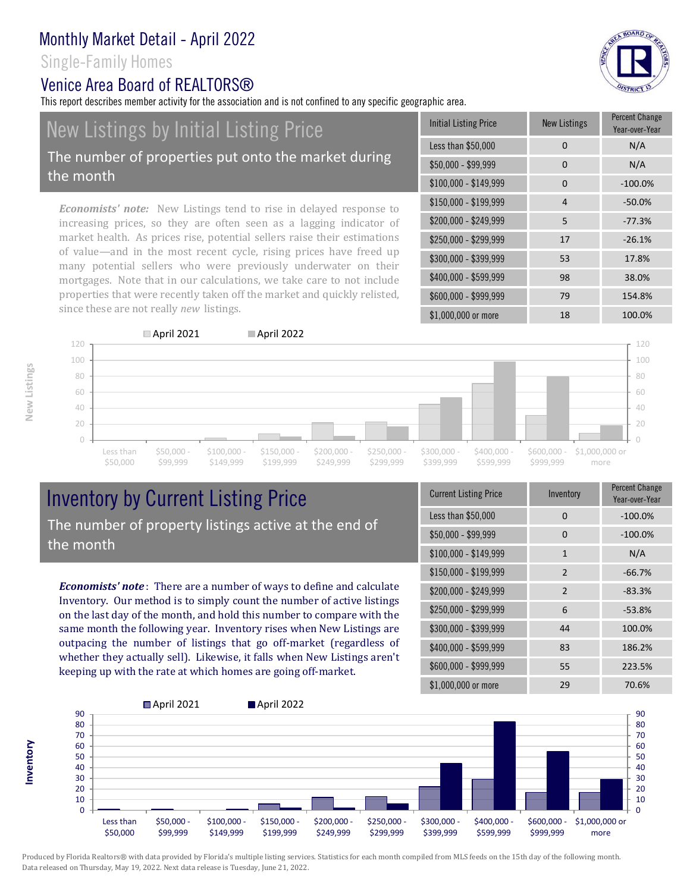# Monthly Market Detail - April 2022

Single-Family Homes

Venice Area Board of REALTORS®

This report describes member activity for the association and is not confined to any specific geographic area.

## New Listings by Initial Listing Price

The number of properties put onto the market during the month

*Economists' note:* New Listings tend to rise in delayed response to increasing prices, so they are often seen as a lagging indicator of market health. As prices rise, potential sellers raise their estimations of value—and in the most recent cycle, rising prices have freed up many potential sellers who were previously underwater on their mortgages. Note that in our calculations, we take care to not include properties that were recently taken off the market and quickly relisted, since these are not really *new* listings.

| Initial Listing Price | New Listings | Percent Change Year-over-Year |
|---|---|---|
| Less than $50,000 | 0 | N/A |
| $50,000 - $99,999 | 0 | N/A |
| $100,000 - $149,999 | 0 | -100.0% |
| $150,000 - $199,999 | 4 | -50.0% |
| $200,000 - $249,999 | 5 | -77.3% |
| $250,000 - $299,999 | 17 | -26.1% |
| $300,000 - $399,999 | 53 | 17.8% |
| $400,000 - $599,999 | 98 | 38.0% |
| $600,000 - $999,999 | 79 | 154.8% |
| $1,000,000 or more | 18 | 100.0% |

## Inventory by Current Listing Price

The number of property listings active at the end of the month

***Economists' note***: There are a number of ways to define and calculate Inventory. Our method is to simply count the number of active listings on the last day of the month, and hold this number to compare with the same month the following year. Inventory rises when New Listings are outpacing the number of listings that go off-market (regardless of whether they actually sell). Likewise, it falls when New Listings aren't keeping up with the rate at which homes are going off-market.

| Current Listing Price | Inventory | Percent Change Year-over-Year |
|---|---|---|
| Less than $50,000 | 0 | -100.0% |
| $50,000 - $99,999 | 0 | -100.0% |
| $100,000 - $149,999 | 1 | N/A |
| $150,000 - $199,999 | 2 | -66.7% |
| $200,000 - $249,999 | 2 | -83.3% |
| $250,000 - $299,999 | 6 | -53.8% |
| $300,000 - $399,999 | 44 | 100.0% |
| $400,000 - $599,999 | 83 | 186.2% |
| $600,000 - $999,999 | 55 | 223.5% |
| $1,000,000 or more | 29 | 70.6% |

Produced by Florida Realtors® with data provided by Florida's multiple listing services. Statistics for each month compiled from MLS feeds on the 15th day of the following month. Data released on Thursday, May 19, 2022. Next data release is Tuesday, June 21, 2022.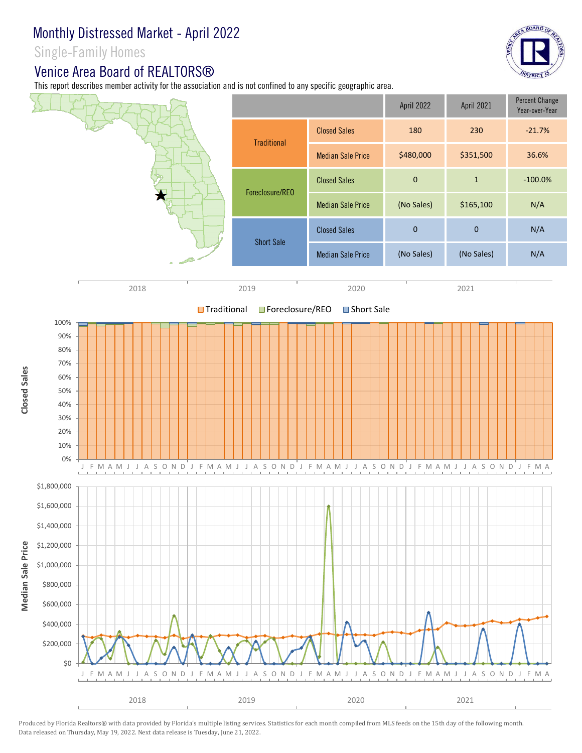# Monthly Distressed Market - April 2022

## Single-Family Homes

## Venice Area Board of REALTORS®

This report describes member activity for the association and is not confined to any specific geographic area.

| | | April 2022 | April 2021 | Percent Change Year-over-Year |
|---|---|---|---|---|
| Traditional | Closed Sales | 180 | 230 | -21.7% |
| | Median Sale Price | $480,000 | $351,500 | 36.6% |
| Foreclosure/REO | Closed Sales | 0 | 1 | -100.0% |
| | Median Sale Price | (No Sales) | $165,100 | N/A |
| Short Sale | Closed Sales | 0 | 0 | N/A |
| | Median Sale Price | (No Sales) | (No Sales) | N/A |

2018 2019 2020 2021

Traditional Foreclosure/REO Short Sale

Closed Sales

100% 90% 80% 70% 60% 50% 40% 30% 20% 10% 0%

J F M A M J J A S O N D J F M A M J J A S O N D J F M A M J J A S O N D J F M A M J J A S O N D J F M A

Median Sale Price

$1,800,000 $1,600,000 $1,400,000 $1,200,000 $1,000,000 $800,000 $600,000 $400,000 $200,000 $0

J F M A M J J A S O N D J F M A M J J A S O N D J F M A M J J A S O N D J F M A M J J A S O N D J F M A

2018 2019 2020 2021

Produced by Florida Realtors® with data provided by Florida's multiple listing services. Statistics for each month compiled from MLS feeds on the 15th day of the following month. Data released on Thursday, May 19, 2022. Next data release is Tuesday, June 21, 2022.